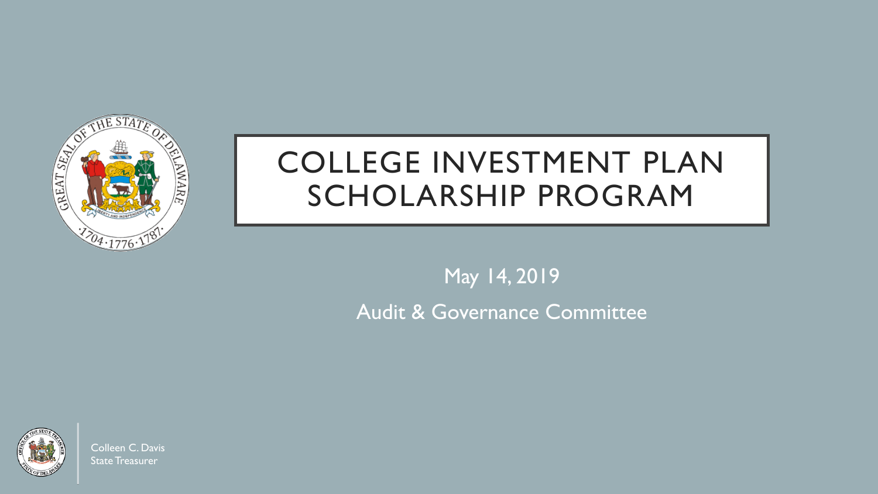# COLLEGE INVESTMENT PLAN SCHOLARSHIP PROGRAM

May 14, 2019

Audit & Governance Committee

Colleen C. Davis
State Treasurer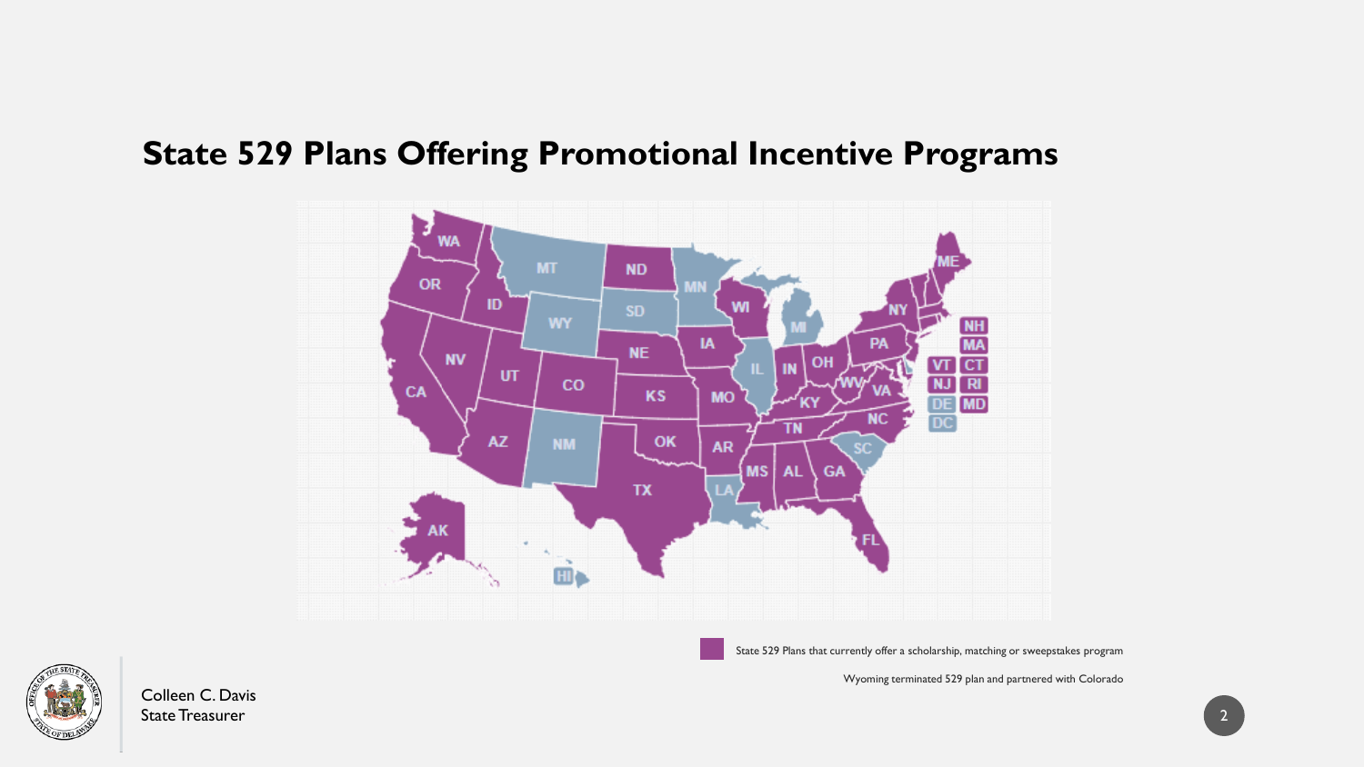## State 529 Plans Offering Promotional Incentive Programs

State 529 Plans that currently offer a scholarship, matching or sweepstakes program

Wyoming terminated 529 plan and partnered with Colorado

Colleen C. Davis
State Treasurer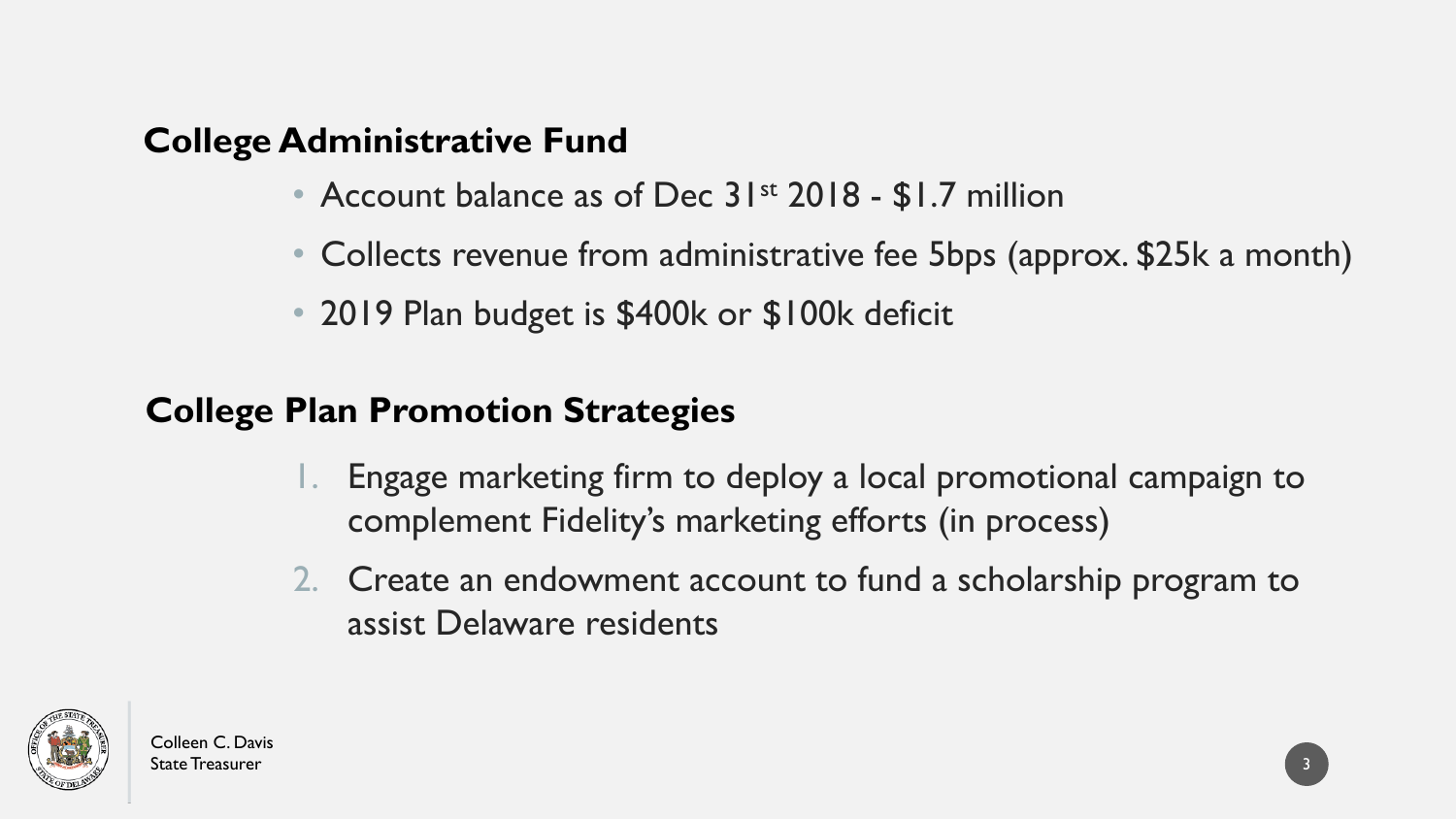## College Administrative Fund

- Account balance as of Dec 31st 2018 - $1.7 million
- Collects revenue from administrative fee 5bps (approx. $25k a month)
- 2019 Plan budget is $400k or $100k deficit

## College Plan Promotion Strategies

1. Engage marketing firm to deploy a local promotional campaign to complement Fidelity's marketing efforts (in process)
2. Create an endowment account to fund a scholarship program to assist Delaware residents

Colleen C. Davis
State Treasurer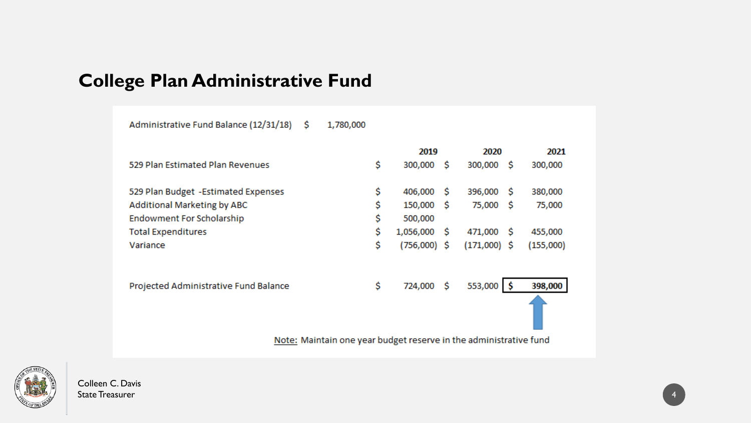# College Plan Administrative Fund

Administrative Fund Balance (12/31/18) $ 1,780,000

| | 2019 | 2020 | 2021 |
|---|---|---|---|
| 529 Plan Estimated Plan Revenues | $ 300,000 | $ 300,000 | $ 300,000 |
| | | | |
| 529 Plan Budget -Estimated Expenses | $ 406,000 | $ 396,000 | $ 380,000 |
| Additional Marketing by ABC | $ 150,000 | $ 75,000 | $ 75,000 |
| Endowment For Scholarship | $ 500,000 | | |
| Total Expenditures | $ 1,056,000 | $ 471,000 | $ 455,000 |
| Variance | $ (756,000) | $ (171,000) | $ (155,000) |
| | | | |
| Projected Administrative Fund Balance | $ 724,000 | $ 553,000 | **$ 398,000** |

Note: Maintain one year budget reserve in the administrative fund

Colleen C. Davis
State Treasurer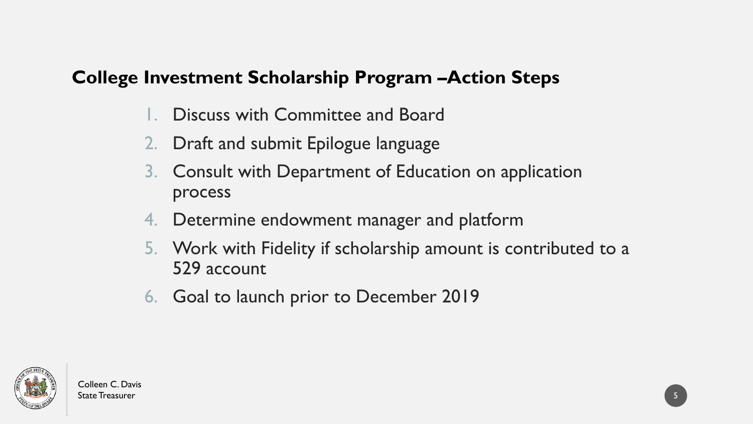## College Investment Scholarship Program –Action Steps

1. Discuss with Committee and Board
2. Draft and submit Epilogue language
3. Consult with Department of Education on application process
4. Determine endowment manager and platform
5. Work with Fidelity if scholarship amount is contributed to a 529 account
6. Goal to launch prior to December 2019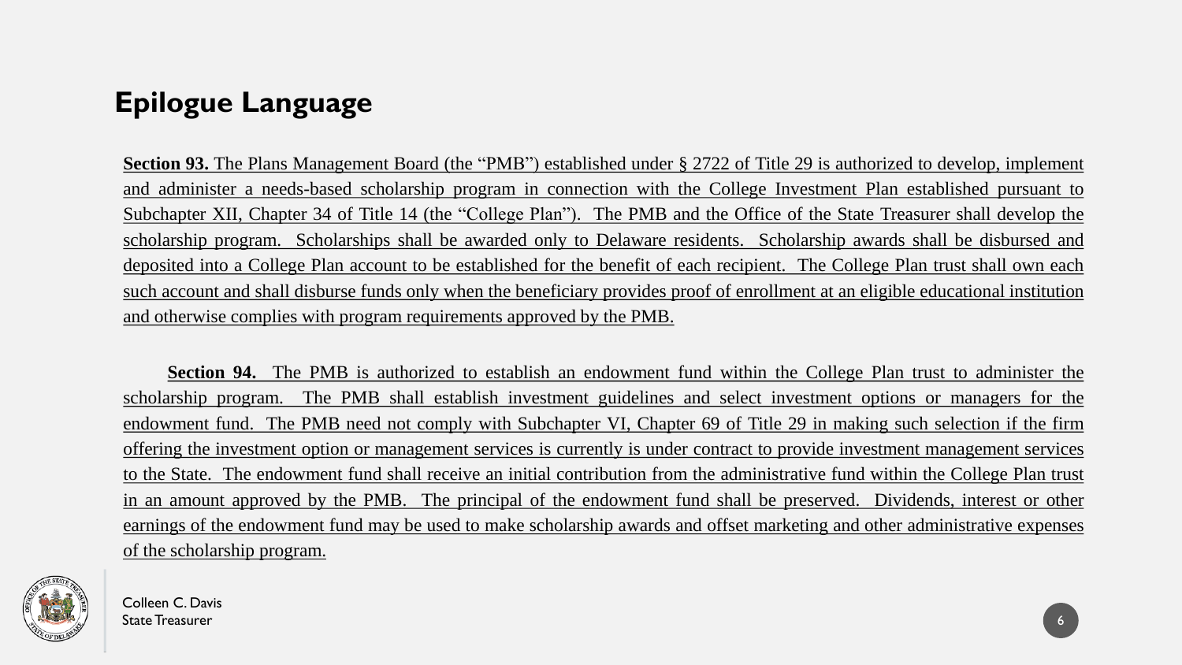# Epilogue Language

**Section 93.** The Plans Management Board (the "PMB") established under § 2722 of Title 29 is authorized to develop, implement and administer a needs-based scholarship program in connection with the College Investment Plan established pursuant to Subchapter XII, Chapter 34 of Title 14 (the "College Plan"). The PMB and the Office of the State Treasurer shall develop the scholarship program. Scholarships shall be awarded only to Delaware residents. Scholarship awards shall be disbursed and deposited into a College Plan account to be established for the benefit of each recipient. The College Plan trust shall own each such account and shall disburse funds only when the beneficiary provides proof of enrollment at an eligible educational institution and otherwise complies with program requirements approved by the PMB.

**Section 94.** The PMB is authorized to establish an endowment fund within the College Plan trust to administer the scholarship program. The PMB shall establish investment guidelines and select investment options or managers for the endowment fund. The PMB need not comply with Subchapter VI, Chapter 69 of Title 29 in making such selection if the firm offering the investment option or management services is currently is under contract to provide investment management services to the State. The endowment fund shall receive an initial contribution from the administrative fund within the College Plan trust in an amount approved by the PMB. The principal of the endowment fund shall be preserved. Dividends, interest or other earnings of the endowment fund may be used to make scholarship awards and offset marketing and other administrative expenses of the scholarship program.

Colleen C. Davis
State Treasurer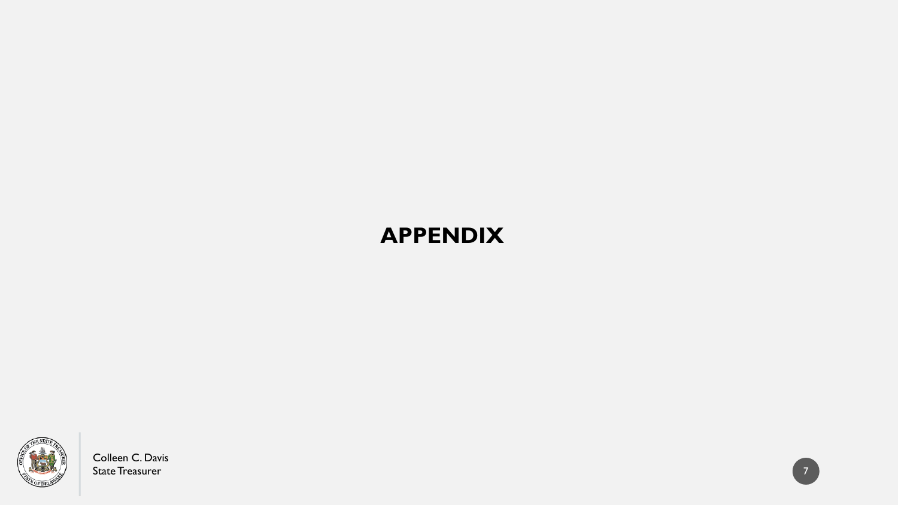# APPENDIX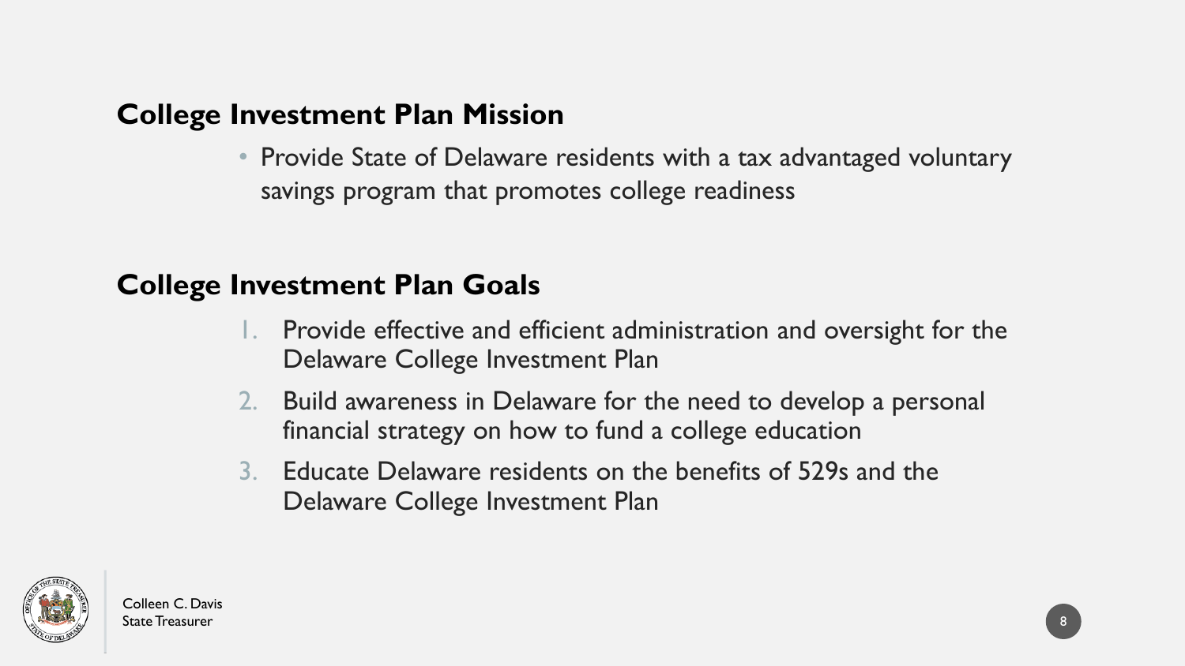## College Investment Plan Mission

- Provide State of Delaware residents with a tax advantaged voluntary savings program that promotes college readiness

## College Investment Plan Goals

1. Provide effective and efficient administration and oversight for the Delaware College Investment Plan
2. Build awareness in Delaware for the need to develop a personal financial strategy on how to fund a college education
3. Educate Delaware residents on the benefits of 529s and the Delaware College Investment Plan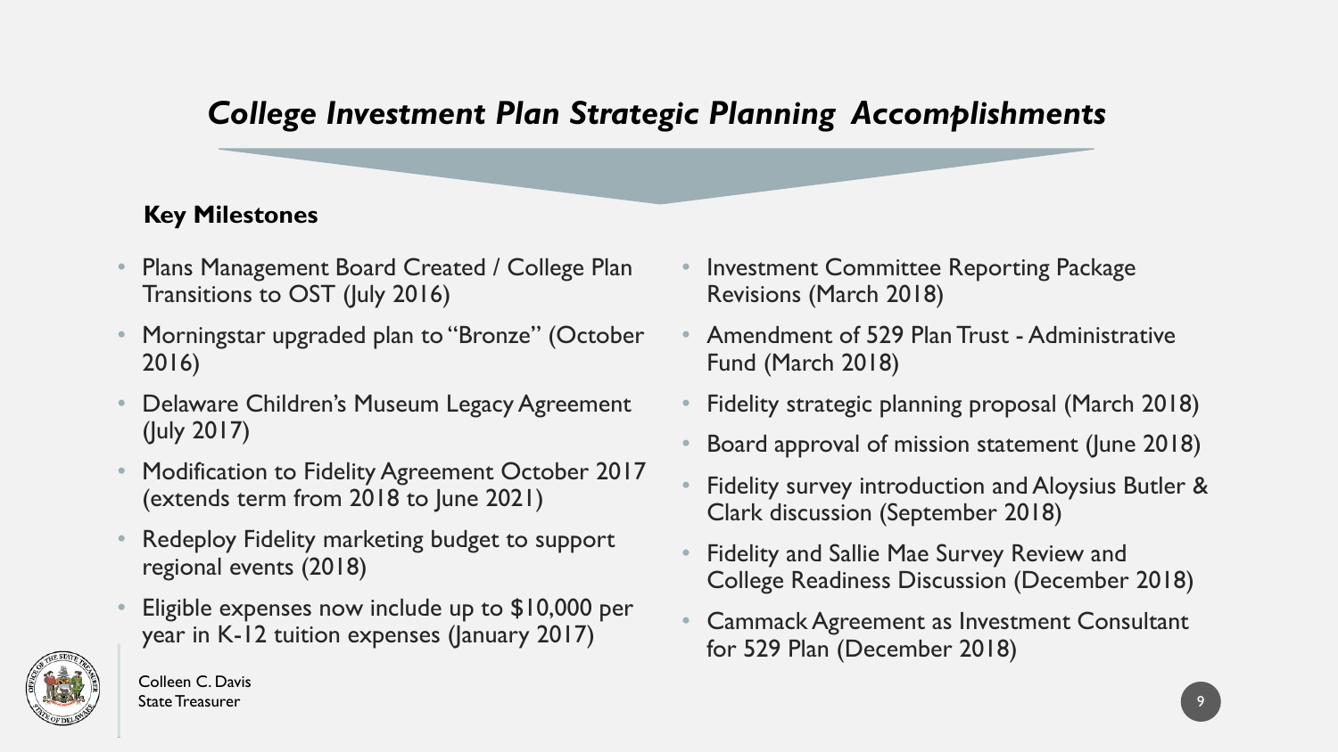# *College Investment Plan Strategic Planning Accomplishments*

**Key Milestones**

- Plans Management Board Created / College Plan Transitions to OST (July 2016)
- Morningstar upgraded plan to "Bronze" (October 2016)
- Delaware Children's Museum Legacy Agreement (July 2017)
- Modification to Fidelity Agreement October 2017 (extends term from 2018 to June 2021)
- Redeploy Fidelity marketing budget to support regional events (2018)
- Eligible expenses now include up to $10,000 per year in K-12 tuition expenses (January 2017)
- Investment Committee Reporting Package Revisions (March 2018)
- Amendment of 529 Plan Trust - Administrative Fund (March 2018)
- Fidelity strategic planning proposal (March 2018)
- Board approval of mission statement (June 2018)
- Fidelity survey introduction and Aloysius Butler & Clark discussion (September 2018)
- Fidelity and Sallie Mae Survey Review and College Readiness Discussion (December 2018)
- Cammack Agreement as Investment Consultant for 529 Plan (December 2018)

Colleen C. Davis
State Treasurer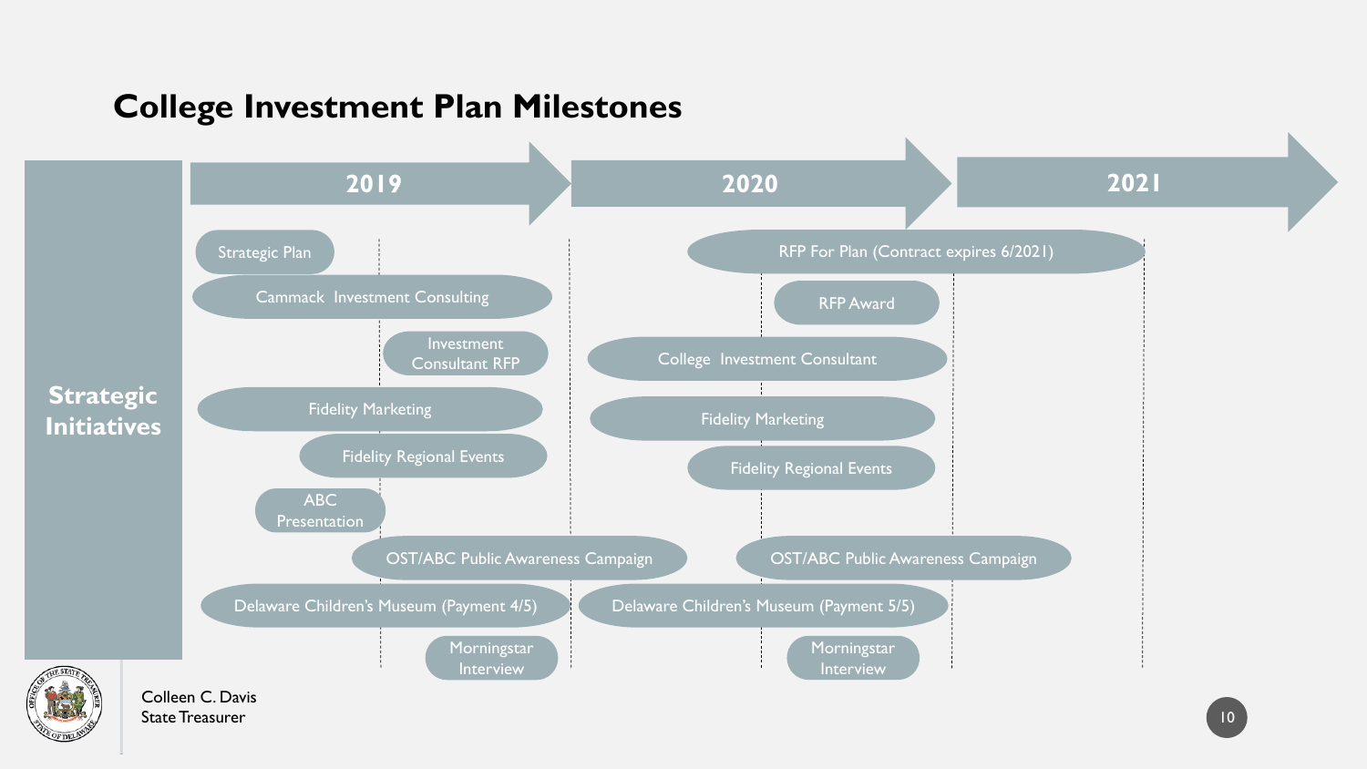# College Investment Plan Milestones

2019

2020

2021

Strategic Initiatives

Strategic Plan

Cammack Investment Consulting

Investment Consultant RFP

Fidelity Marketing

Fidelity Regional Events

ABC Presentation

OST/ABC Public Awareness Campaign

Delaware Children's Museum (Payment 4/5)

Morningstar Interview

RFP For Plan (Contract expires 6/2021)

RFP Award

College Investment Consultant

Fidelity Marketing

Fidelity Regional Events

OST/ABC Public Awareness Campaign

Delaware Children's Museum (Payment 5/5)

Morningstar Interview

Colleen C. Davis
State Treasurer